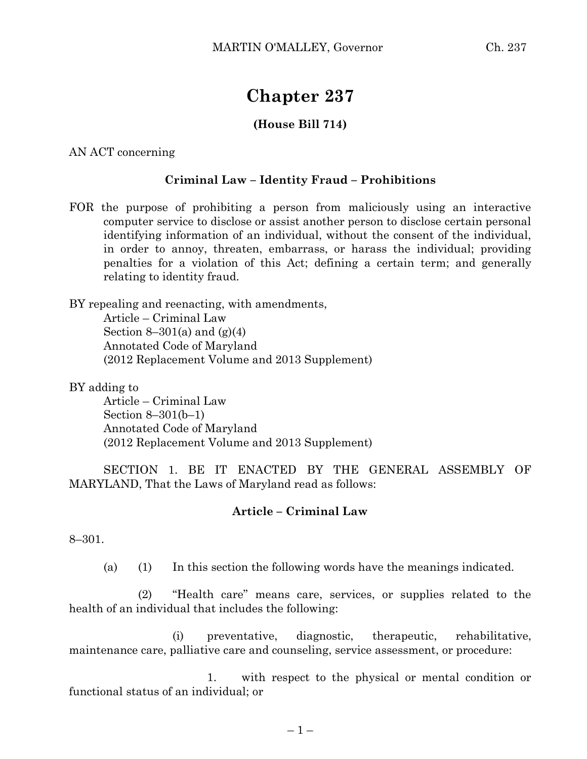# Chapter 237

**(House Bill 714)**

AN ACT concerning

**Criminal Law – Identity Fraud – Prohibitions**

FOR the purpose of prohibiting a person from maliciously using an interactive computer service to disclose or assist another person to disclose certain personal identifying information of an individual, without the consent of the individual, in order to annoy, threaten, embarrass, or harass the individual; providing penalties for a violation of this Act; defining a certain term; and generally relating to identity fraud.

BY repealing and reenacting, with amendments,
Article – Criminal Law
Section 8–301(a) and (g)(4)
Annotated Code of Maryland
(2012 Replacement Volume and 2013 Supplement)

BY adding to
Article – Criminal Law
Section 8–301(b–1)
Annotated Code of Maryland
(2012 Replacement Volume and 2013 Supplement)

SECTION 1. BE IT ENACTED BY THE GENERAL ASSEMBLY OF MARYLAND, That the Laws of Maryland read as follows:

**Article – Criminal Law**

8–301.

(a) (1) In this section the following words have the meanings indicated.

(2) "Health care" means care, services, or supplies related to the health of an individual that includes the following:

(i) preventative, diagnostic, therapeutic, rehabilitative, maintenance care, palliative care and counseling, service assessment, or procedure:

1. with respect to the physical or mental condition or functional status of an individual; or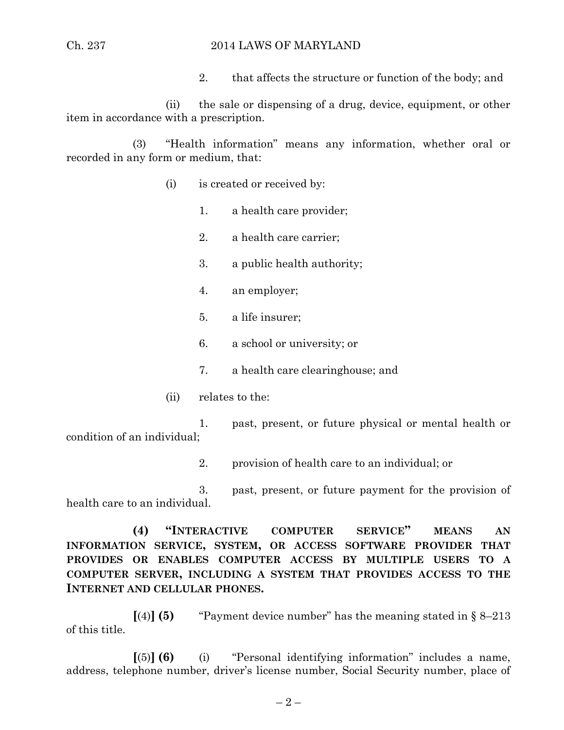2. that affects the structure or function of the body; and

(ii) the sale or dispensing of a drug, device, equipment, or other item in accordance with a prescription.

(3) "Health information" means any information, whether oral or recorded in any form or medium, that:

(i) is created or received by:

1. a health care provider;

2. a health care carrier;

3. a public health authority;

4. an employer;

5. a life insurer;

6. a school or university; or

7. a health care clearinghouse; and

(ii) relates to the:

1. past, present, or future physical or mental health or condition of an individual;

2. provision of health care to an individual; or

3. past, present, or future payment for the provision of health care to an individual.

**(4) "INTERACTIVE COMPUTER SERVICE" MEANS AN INFORMATION SERVICE, SYSTEM, OR ACCESS SOFTWARE PROVIDER THAT PROVIDES OR ENABLES COMPUTER ACCESS BY MULTIPLE USERS TO A COMPUTER SERVER, INCLUDING A SYSTEM THAT PROVIDES ACCESS TO THE INTERNET AND CELLULAR PHONES.**

**[**(4)**] (5)** "Payment device number" has the meaning stated in § 8–213 of this title.

**[**(5)**] (6)** (i) "Personal identifying information" includes a name, address, telephone number, driver's license number, Social Security number, place of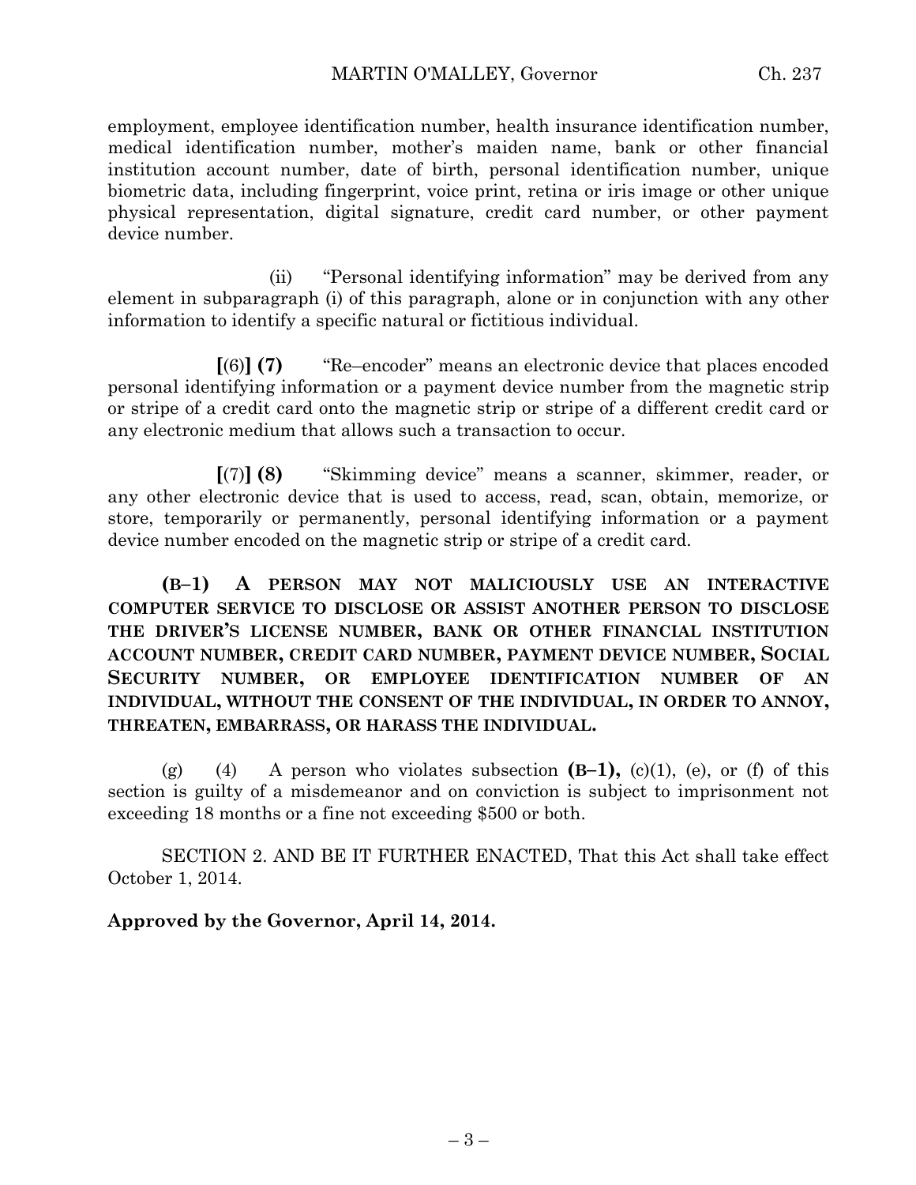employment, employee identification number, health insurance identification number, medical identification number, mother's maiden name, bank or other financial institution account number, date of birth, personal identification number, unique biometric data, including fingerprint, voice print, retina or iris image or other unique physical representation, digital signature, credit card number, or other payment device number.

(ii) "Personal identifying information" may be derived from any element in subparagraph (i) of this paragraph, alone or in conjunction with any other information to identify a specific natural or fictitious individual.

**[**(6)**] (7)** "Re–encoder" means an electronic device that places encoded personal identifying information or a payment device number from the magnetic strip or stripe of a credit card onto the magnetic strip or stripe of a different credit card or any electronic medium that allows such a transaction to occur.

**[**(7)**] (8)** "Skimming device" means a scanner, skimmer, reader, or any other electronic device that is used to access, read, scan, obtain, memorize, or store, temporarily or permanently, personal identifying information or a payment device number encoded on the magnetic strip or stripe of a credit card.

**(B–1) A PERSON MAY NOT MALICIOUSLY USE AN INTERACTIVE COMPUTER SERVICE TO DISCLOSE OR ASSIST ANOTHER PERSON TO DISCLOSE THE DRIVER'S LICENSE NUMBER, BANK OR OTHER FINANCIAL INSTITUTION ACCOUNT NUMBER, CREDIT CARD NUMBER, PAYMENT DEVICE NUMBER, SOCIAL SECURITY NUMBER, OR EMPLOYEE IDENTIFICATION NUMBER OF AN INDIVIDUAL, WITHOUT THE CONSENT OF THE INDIVIDUAL, IN ORDER TO ANNOY, THREATEN, EMBARRASS, OR HARASS THE INDIVIDUAL.**

(g) (4) A person who violates subsection **(B–1),** (c)(1), (e), or (f) of this section is guilty of a misdemeanor and on conviction is subject to imprisonment not exceeding 18 months or a fine not exceeding $500 or both.

SECTION 2. AND BE IT FURTHER ENACTED, That this Act shall take effect October 1, 2014.

**Approved by the Governor, April 14, 2014.**